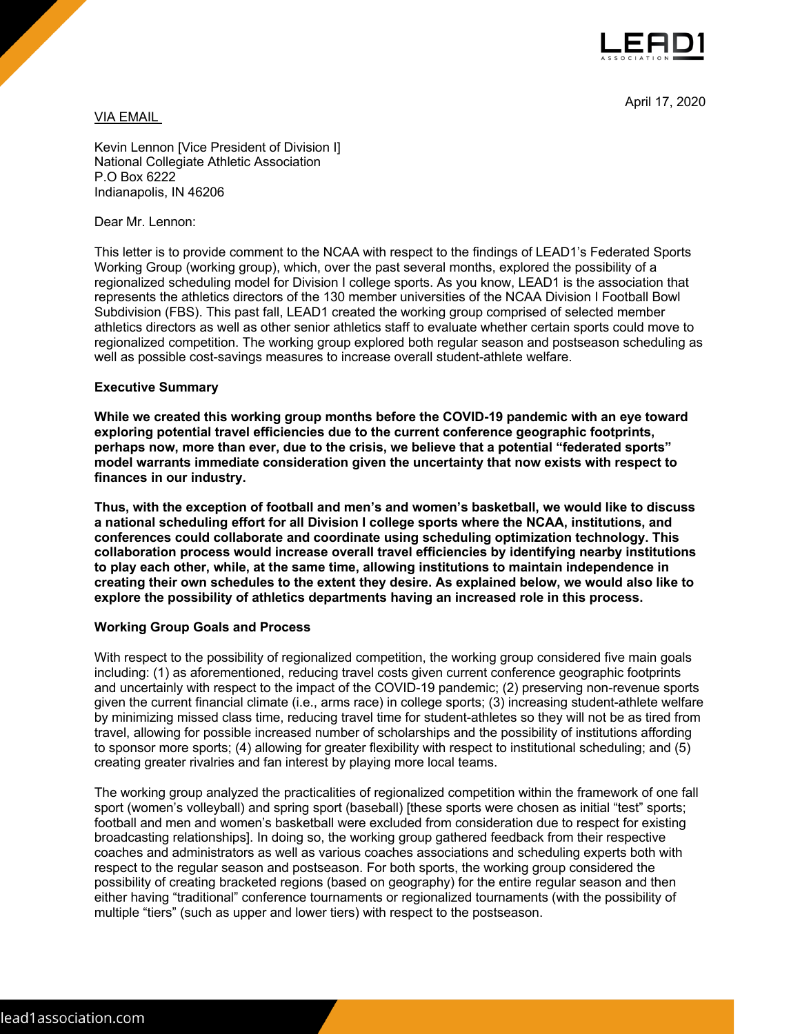April 17, 2020

VIA EMAIL

Kevin Lennon [Vice President of Division I]
National Collegiate Athletic Association
P.O Box 6222
Indianapolis, IN 46206

Dear Mr. Lennon:

This letter is to provide comment to the NCAA with respect to the findings of LEAD1's Federated Sports Working Group (working group), which, over the past several months, explored the possibility of a regionalized scheduling model for Division I college sports. As you know, LEAD1 is the association that represents the athletics directors of the 130 member universities of the NCAA Division I Football Bowl Subdivision (FBS). This past fall, LEAD1 created the working group comprised of selected member athletics directors as well as other senior athletics staff to evaluate whether certain sports could move to regionalized competition. The working group explored both regular season and postseason scheduling as well as possible cost-savings measures to increase overall student-athlete welfare.

**Executive Summary**

**While we created this working group months before the COVID-19 pandemic with an eye toward exploring potential travel efficiencies due to the current conference geographic footprints, perhaps now, more than ever, due to the crisis, we believe that a potential "federated sports" model warrants immediate consideration given the uncertainty that now exists with respect to finances in our industry.**

**Thus, with the exception of football and men's and women's basketball, we would like to discuss a national scheduling effort for all Division I college sports where the NCAA, institutions, and conferences could collaborate and coordinate using scheduling optimization technology. This collaboration process would increase overall travel efficiencies by identifying nearby institutions to play each other, while, at the same time, allowing institutions to maintain independence in creating their own schedules to the extent they desire. As explained below, we would also like to explore the possibility of athletics departments having an increased role in this process.**

**Working Group Goals and Process**

With respect to the possibility of regionalized competition, the working group considered five main goals including: (1) as aforementioned, reducing travel costs given current conference geographic footprints and uncertainly with respect to the impact of the COVID-19 pandemic; (2) preserving non-revenue sports given the current financial climate (i.e., arms race) in college sports; (3) increasing student-athlete welfare by minimizing missed class time, reducing travel time for student-athletes so they will not be as tired from travel, allowing for possible increased number of scholarships and the possibility of institutions affording to sponsor more sports; (4) allowing for greater flexibility with respect to institutional scheduling; and (5) creating greater rivalries and fan interest by playing more local teams.

The working group analyzed the practicalities of regionalized competition within the framework of one fall sport (women's volleyball) and spring sport (baseball) [these sports were chosen as initial "test" sports; football and men and women's basketball were excluded from consideration due to respect for existing broadcasting relationships]. In doing so, the working group gathered feedback from their respective coaches and administrators as well as various coaches associations and scheduling experts both with respect to the regular season and postseason. For both sports, the working group considered the possibility of creating bracketed regions (based on geography) for the entire regular season and then either having "traditional" conference tournaments or regionalized tournaments (with the possibility of multiple "tiers" (such as upper and lower tiers) with respect to the postseason.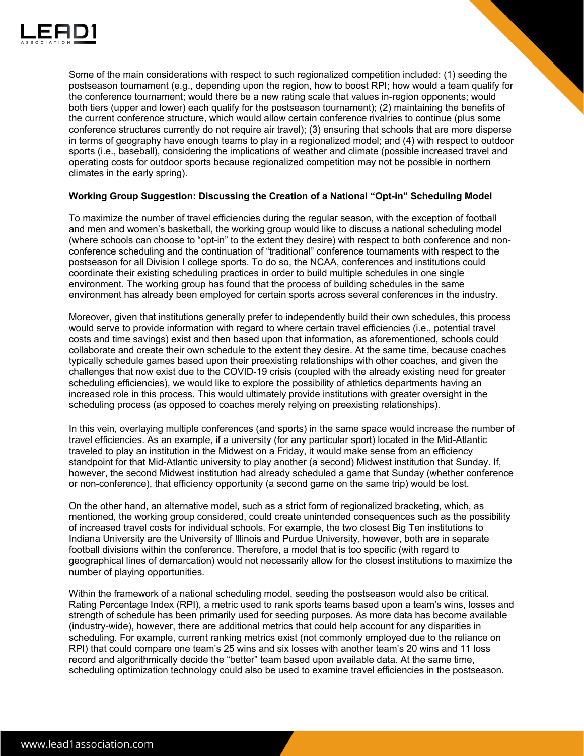Some of the main considerations with respect to such regionalized competition included: (1) seeding the postseason tournament (e.g., depending upon the region, how to boost RPI; how would a team qualify for the conference tournament; would there be a new rating scale that values in-region opponents; would both tiers (upper and lower) each qualify for the postseason tournament); (2) maintaining the benefits of the current conference structure, which would allow certain conference rivalries to continue (plus some conference structures currently do not require air travel); (3) ensuring that schools that are more disperse in terms of geography have enough teams to play in a regionalized model; and (4) with respect to outdoor sports (i.e., baseball), considering the implications of weather and climate (possible increased travel and operating costs for outdoor sports because regionalized competition may not be possible in northern climates in the early spring).

**Working Group Suggestion: Discussing the Creation of a National "Opt-in" Scheduling Model**

To maximize the number of travel efficiencies during the regular season, with the exception of football and men and women's basketball, the working group would like to discuss a national scheduling model (where schools can choose to "opt-in" to the extent they desire) with respect to both conference and non-conference scheduling and the continuation of "traditional" conference tournaments with respect to the postseason for all Division I college sports. To do so, the NCAA, conferences and institutions could coordinate their existing scheduling practices in order to build multiple schedules in one single environment. The working group has found that the process of building schedules in the same environment has already been employed for certain sports across several conferences in the industry.

Moreover, given that institutions generally prefer to independently build their own schedules, this process would serve to provide information with regard to where certain travel efficiencies (i.e., potential travel costs and time savings) exist and then based upon that information, as aforementioned, schools could collaborate and create their own schedule to the extent they desire. At the same time, because coaches typically schedule games based upon their preexisting relationships with other coaches, and given the challenges that now exist due to the COVID-19 crisis (coupled with the already existing need for greater scheduling efficiencies), we would like to explore the possibility of athletics departments having an increased role in this process. This would ultimately provide institutions with greater oversight in the scheduling process (as opposed to coaches merely relying on preexisting relationships).

In this vein, overlaying multiple conferences (and sports) in the same space would increase the number of travel efficiencies. As an example, if a university (for any particular sport) located in the Mid-Atlantic traveled to play an institution in the Midwest on a Friday, it would make sense from an efficiency standpoint for that Mid-Atlantic university to play another (a second) Midwest institution that Sunday. If, however, the second Midwest institution had already scheduled a game that Sunday (whether conference or non-conference), that efficiency opportunity (a second game on the same trip) would be lost.

On the other hand, an alternative model, such as a strict form of regionalized bracketing, which, as mentioned, the working group considered, could create unintended consequences such as the possibility of increased travel costs for individual schools. For example, the two closest Big Ten institutions to Indiana University are the University of Illinois and Purdue University, however, both are in separate football divisions within the conference. Therefore, a model that is too specific (with regard to geographical lines of demarcation) would not necessarily allow for the closest institutions to maximize the number of playing opportunities.

Within the framework of a national scheduling model, seeding the postseason would also be critical. Rating Percentage Index (RPI), a metric used to rank sports teams based upon a team's wins, losses and strength of schedule has been primarily used for seeding purposes. As more data has become available (industry-wide), however, there are additional metrics that could help account for any disparities in scheduling. For example, current ranking metrics exist (not commonly employed due to the reliance on RPI) that could compare one team's 25 wins and six losses with another team's 20 wins and 11 loss record and algorithmically decide the "better" team based upon available data. At the same time, scheduling optimization technology could also be used to examine travel efficiencies in the postseason.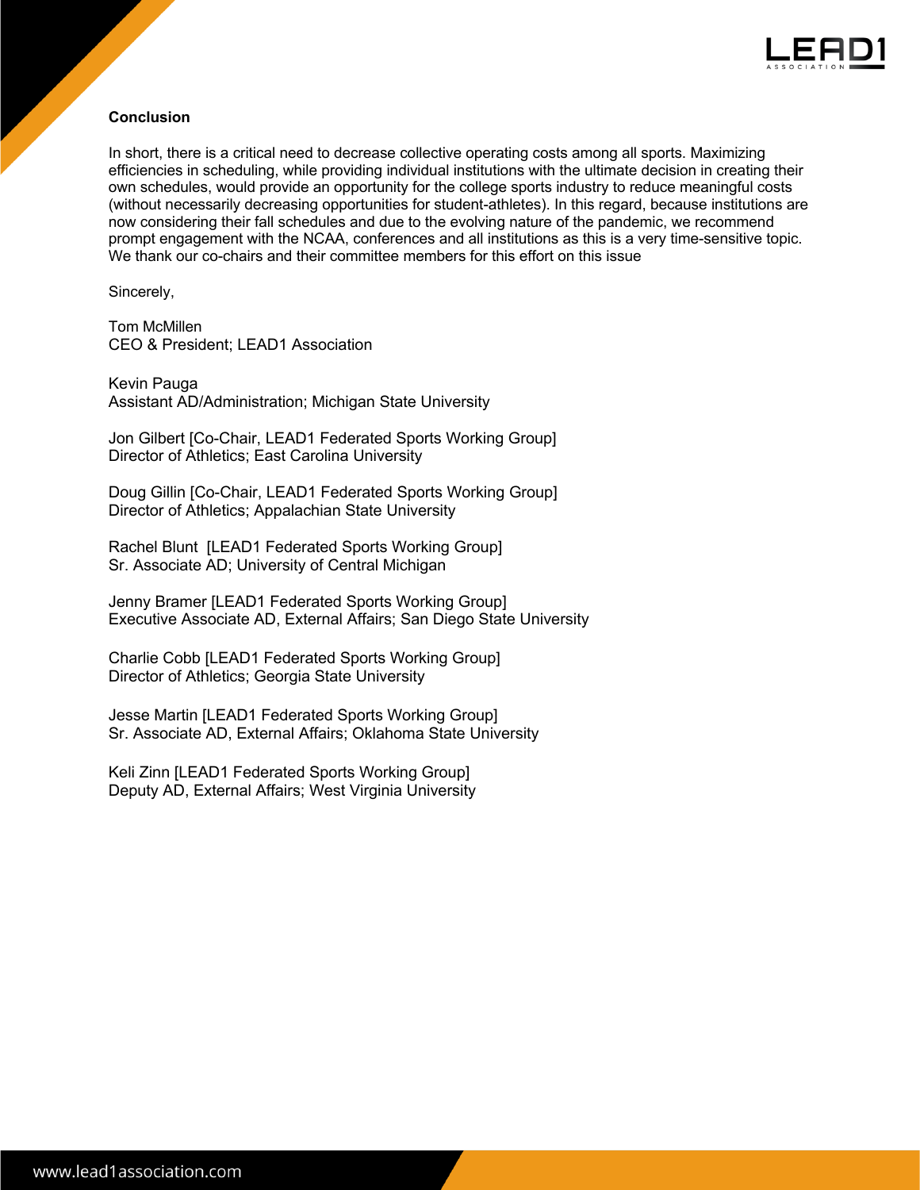**Conclusion**

In short, there is a critical need to decrease collective operating costs among all sports. Maximizing efficiencies in scheduling, while providing individual institutions with the ultimate decision in creating their own schedules, would provide an opportunity for the college sports industry to reduce meaningful costs (without necessarily decreasing opportunities for student-athletes). In this regard, because institutions are now considering their fall schedules and due to the evolving nature of the pandemic, we recommend prompt engagement with the NCAA, conferences and all institutions as this is a very time-sensitive topic. We thank our co-chairs and their committee members for this effort on this issue

Sincerely,

Tom McMillen
CEO & President; LEAD1 Association

Kevin Pauga
Assistant AD/Administration; Michigan State University

Jon Gilbert [Co-Chair, LEAD1 Federated Sports Working Group]
Director of Athletics; East Carolina University

Doug Gillin [Co-Chair, LEAD1 Federated Sports Working Group]
Director of Athletics; Appalachian State University

Rachel Blunt [LEAD1 Federated Sports Working Group]
Sr. Associate AD; University of Central Michigan

Jenny Bramer [LEAD1 Federated Sports Working Group]
Executive Associate AD, External Affairs; San Diego State University

Charlie Cobb [LEAD1 Federated Sports Working Group]
Director of Athletics; Georgia State University

Jesse Martin [LEAD1 Federated Sports Working Group]
Sr. Associate AD, External Affairs; Oklahoma State University

Keli Zinn [LEAD1 Federated Sports Working Group]
Deputy AD, External Affairs; West Virginia University